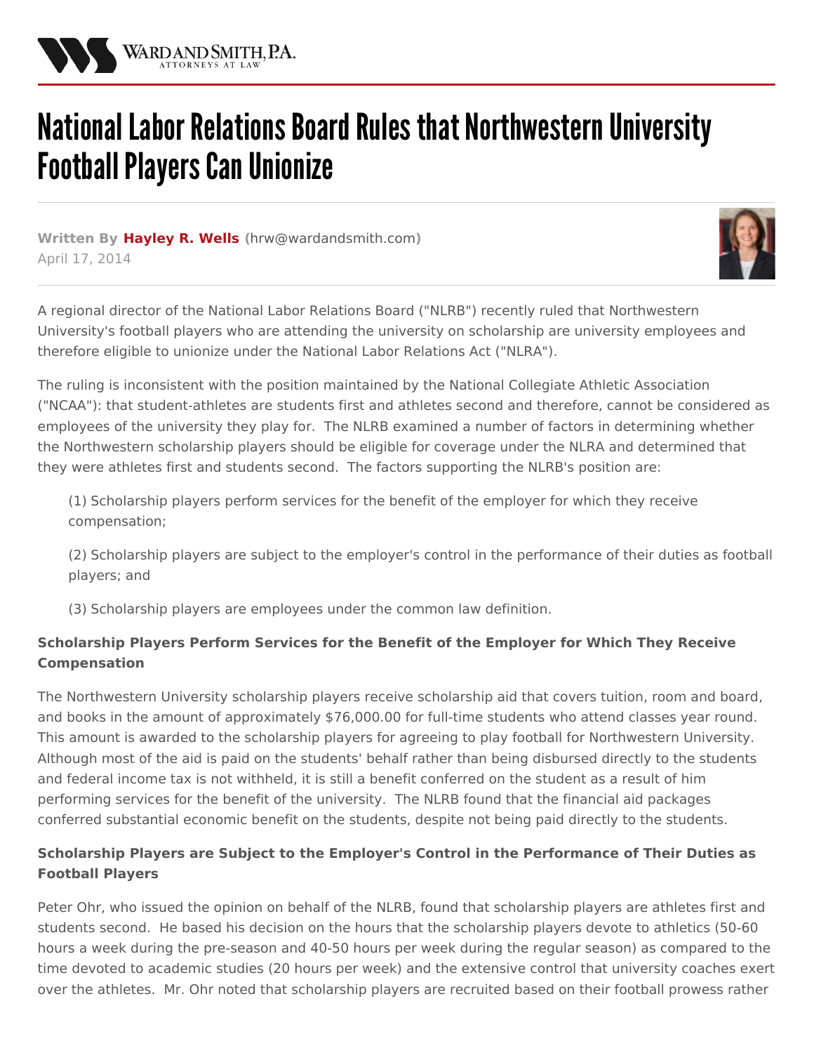# National Labor Relations Board Rules that Northwestern University Football Players Can Unionize

**Written By Hayley R. Wells (hrw@wardandsmith.com)**
April 17, 2014

A regional director of the National Labor Relations Board ("NLRB") recently ruled that Northwestern University's football players who are attending the university on scholarship are university employees and therefore eligible to unionize under the National Labor Relations Act ("NLRA").

The ruling is inconsistent with the position maintained by the National Collegiate Athletic Association ("NCAA"): that student-athletes are students first and athletes second and therefore, cannot be considered as employees of the university they play for. The NLRB examined a number of factors in determining whether the Northwestern scholarship players should be eligible for coverage under the NLRA and determined that they were athletes first and students second. The factors supporting the NLRB's position are:

(1) Scholarship players perform services for the benefit of the employer for which they receive compensation;

(2) Scholarship players are subject to the employer's control in the performance of their duties as football players; and

(3) Scholarship players are employees under the common law definition.

#### Scholarship Players Perform Services for the Benefit of the Employer for Which They Receive Compensation

The Northwestern University scholarship players receive scholarship aid that covers tuition, room and board, and books in the amount of approximately $76,000.00 for full-time students who attend classes year round. This amount is awarded to the scholarship players for agreeing to play football for Northwestern University. Although most of the aid is paid on the students' behalf rather than being disbursed directly to the students and federal income tax is not withheld, it is still a benefit conferred on the student as a result of him performing services for the benefit of the university. The NLRB found that the financial aid packages conferred substantial economic benefit on the students, despite not being paid directly to the students.

#### Scholarship Players are Subject to the Employer's Control in the Performance of Their Duties as Football Players

Peter Ohr, who issued the opinion on behalf of the NLRB, found that scholarship players are athletes first and students second. He based his decision on the hours that the scholarship players devote to athletics (50-60 hours a week during the pre-season and 40-50 hours per week during the regular season) as compared to the time devoted to academic studies (20 hours per week) and the extensive control that university coaches exert over the athletes. Mr. Ohr noted that scholarship players are recruited based on their football prowess rather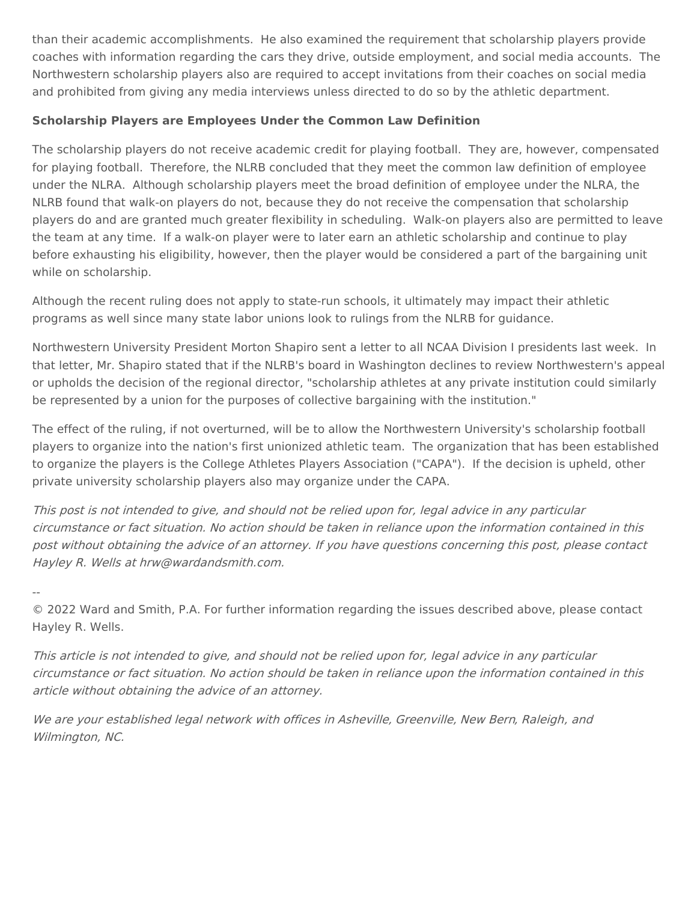than their academic accomplishments. He also examined the requirement that scholarship players provide coaches with information regarding the cars they drive, outside employment, and social media accounts. The Northwestern scholarship players also are required to accept invitations from their coaches on social media and prohibited from giving any media interviews unless directed to do so by the athletic department.

**Scholarship Players are Employees Under the Common Law Definition**

The scholarship players do not receive academic credit for playing football. They are, however, compensated for playing football. Therefore, the NLRB concluded that they meet the common law definition of employee under the NLRA. Although scholarship players meet the broad definition of employee under the NLRA, the NLRB found that walk-on players do not, because they do not receive the compensation that scholarship players do and are granted much greater flexibility in scheduling. Walk-on players also are permitted to leave the team at any time. If a walk-on player were to later earn an athletic scholarship and continue to play before exhausting his eligibility, however, then the player would be considered a part of the bargaining unit while on scholarship.

Although the recent ruling does not apply to state-run schools, it ultimately may impact their athletic programs as well since many state labor unions look to rulings from the NLRB for guidance.

Northwestern University President Morton Shapiro sent a letter to all NCAA Division I presidents last week. In that letter, Mr. Shapiro stated that if the NLRB's board in Washington declines to review Northwestern's appeal or upholds the decision of the regional director, "scholarship athletes at any private institution could similarly be represented by a union for the purposes of collective bargaining with the institution."

The effect of the ruling, if not overturned, will be to allow the Northwestern University's scholarship football players to organize into the nation's first unionized athletic team. The organization that has been established to organize the players is the College Athletes Players Association ("CAPA"). If the decision is upheld, other private university scholarship players also may organize under the CAPA.

*This post is not intended to give, and should not be relied upon for, legal advice in any particular circumstance or fact situation. No action should be taken in reliance upon the information contained in this post without obtaining the advice of an attorney. If you have questions concerning this post, please contact Hayley R. Wells at hrw@wardandsmith.com.*

--

© 2022 Ward and Smith, P.A. For further information regarding the issues described above, please contact Hayley R. Wells.

*This article is not intended to give, and should not be relied upon for, legal advice in any particular circumstance or fact situation. No action should be taken in reliance upon the information contained in this article without obtaining the advice of an attorney.*

*We are your established legal network with offices in Asheville, Greenville, New Bern, Raleigh, and Wilmington, NC.*